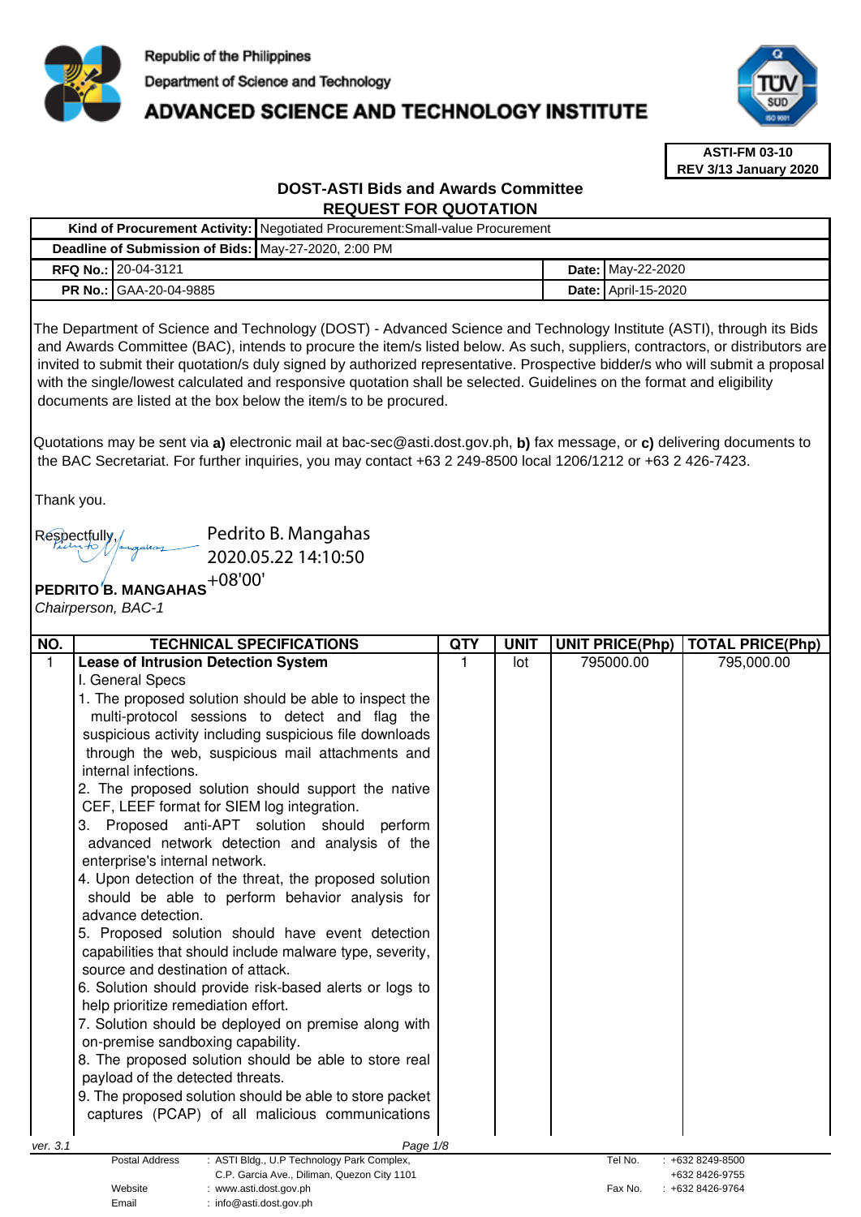Republic of the Philippines

Department of Science and Technology

# ADVANCED SCIENCE AND TECHNOLOGY INSTITUTE

**ASTI-FM 03-10**
**REV 3/13 January 2020**

## DOST-ASTI Bids and Awards Committee
## REQUEST FOR QUOTATION

| | | | |
|---|---|---|---|
| **Kind of Procurement Activity:** | Negotiated Procurement:Small-value Procurement | | |
| **Deadline of Submission of Bids:** | May-27-2020, 2:00 PM | | |
| **RFQ No.:** | 20-04-3121 | **Date:** | May-22-2020 |
| **PR No.:** | GAA-20-04-9885 | **Date:** | April-15-2020 |

The Department of Science and Technology (DOST) - Advanced Science and Technology Institute (ASTI), through its Bids and Awards Committee (BAC), intends to procure the item/s listed below. As such, suppliers, contractors, or distributors are invited to submit their quotation/s duly signed by authorized representative. Prospective bidder/s who will submit a proposal with the single/lowest calculated and responsive quotation shall be selected. Guidelines on the format and eligibility documents are listed at the box below the item/s to be procured.

Quotations may be sent via **a)** electronic mail at bac-sec@asti.dost.gov.ph, **b)** fax message, or **c)** delivering documents to the BAC Secretariat. For further inquiries, you may contact +63 2 249-8500 local 1206/1212 or +63 2 426-7423.

Thank you.

Respectfully,

Pedrito B. Mangahas
2020.05.22 14:10:50
+08'00'

**PEDRITO B. MANGAHAS**
*Chairperson, BAC-1*

| NO. | TECHNICAL SPECIFICATIONS | QTY | UNIT | UNIT PRICE(Php) | TOTAL PRICE(Php) |
|---|---|---|---|---|---|
| 1 | **Lease of Intrusion Detection System**<br>I. General Specs<br>1. The proposed solution should be able to inspect the multi-protocol sessions to detect and flag the suspicious activity including suspicious file downloads through the web, suspicious mail attachments and internal infections.<br>2. The proposed solution should support the native CEF, LEEF format for SIEM log integration.<br>3. Proposed anti-APT solution should perform advanced network detection and analysis of the enterprise's internal network.<br>4. Upon detection of the threat, the proposed solution should be able to perform behavior analysis for advance detection.<br>5. Proposed solution should have event detection capabilities that should include malware type, severity, source and destination of attack.<br>6. Solution should provide risk-based alerts or logs to help prioritize remediation effort.<br>7. Solution should be deployed on premise along with on-premise sandboxing capability.<br>8. The proposed solution should be able to store real payload of the detected threats.<br>9. The proposed solution should be able to store packet captures (PCAP) of all malicious communications | 1 | lot | 795000.00 | 795,000.00 |

ver. 3.1

| | | | |
|---|---|---|---|
| Postal Address | : ASTI Bldg., U.P Technology Park Complex, C.P. Garcia Ave., Diliman, Quezon City 1101 | Tel No. | : +632 8249-8500<br>+632 8426-9755 |
| Website | : www.asti.dost.gov.ph | Fax No. | : +632 8426-9764 |
| Email | : info@asti.dost.gov.ph | | |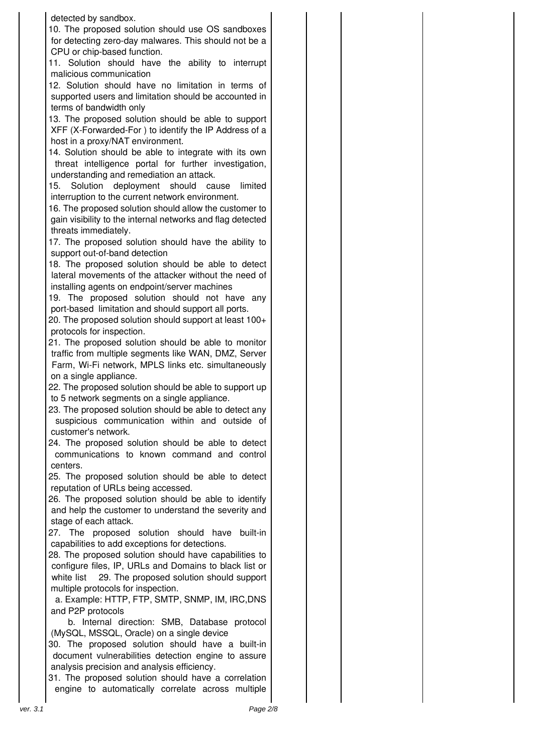detected by sandbox.

10. The proposed solution should use OS sandboxes for detecting zero-day malwares. This should not be a CPU or chip-based function.

11. Solution should have the ability to interrupt malicious communication

12. Solution should have no limitation in terms of supported users and limitation should be accounted in terms of bandwidth only

13. The proposed solution should be able to support XFF (X-Forwarded-For ) to identify the IP Address of a host in a proxy/NAT environment.

14. Solution should be able to integrate with its own threat intelligence portal for further investigation, understanding and remediation an attack.

15. Solution deployment should cause limited interruption to the current network environment.

16. The proposed solution should allow the customer to gain visibility to the internal networks and flag detected threats immediately.

17. The proposed solution should have the ability to support out-of-band detection

18. The proposed solution should be able to detect lateral movements of the attacker without the need of installing agents on endpoint/server machines

19. The proposed solution should not have any port-based limitation and should support all ports.

20. The proposed solution should support at least 100+ protocols for inspection.

21. The proposed solution should be able to monitor traffic from multiple segments like WAN, DMZ, Server Farm, Wi-Fi network, MPLS links etc. simultaneously on a single appliance.

22. The proposed solution should be able to support up to 5 network segments on a single appliance.

23. The proposed solution should be able to detect any suspicious communication within and outside of customer's network.

24. The proposed solution should be able to detect communications to known command and control centers.

25. The proposed solution should be able to detect reputation of URLs being accessed.

26. The proposed solution should be able to identify and help the customer to understand the severity and stage of each attack.

27. The proposed solution should have built-in capabilities to add exceptions for detections.

28. The proposed solution should have capabilities to configure files, IP, URLs and Domains to black list or white list

29. The proposed solution should support multiple protocols for inspection.

a. Example: HTTP, FTP, SMTP, SNMP, IM, IRC,DNS and P2P protocols

b. Internal direction: SMB, Database protocol (MySQL, MSSQL, Oracle) on a single device

30. The proposed solution should have a built-in document vulnerabilities detection engine to assure analysis precision and analysis efficiency.

31. The proposed solution should have a correlation engine to automatically correlate across multiple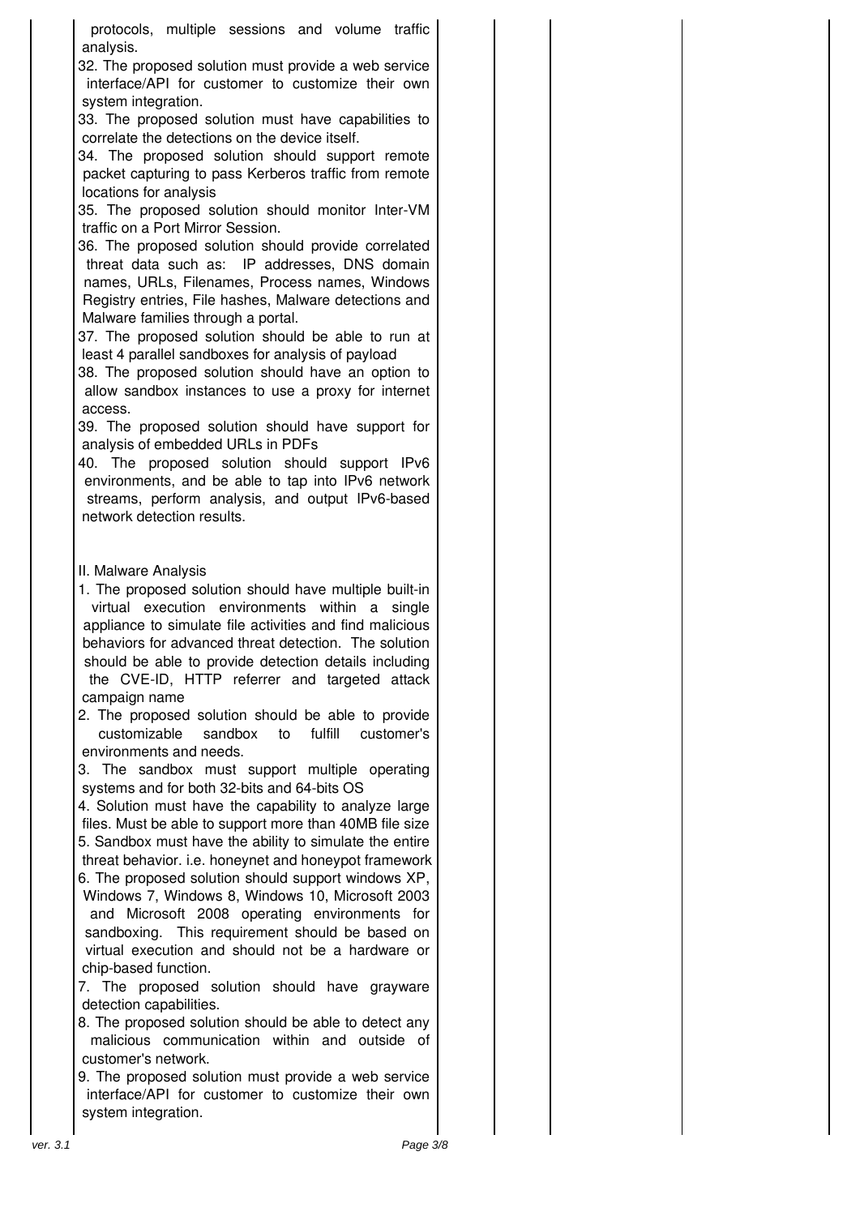protocols, multiple sessions and volume traffic analysis.

32. The proposed solution must provide a web service interface/API for customer to customize their own system integration.

33. The proposed solution must have capabilities to correlate the detections on the device itself.

34. The proposed solution should support remote packet capturing to pass Kerberos traffic from remote locations for analysis

35. The proposed solution should monitor Inter-VM traffic on a Port Mirror Session.

36. The proposed solution should provide correlated threat data such as: IP addresses, DNS domain names, URLs, Filenames, Process names, Windows Registry entries, File hashes, Malware detections and Malware families through a portal.

37. The proposed solution should be able to run at least 4 parallel sandboxes for analysis of payload

38. The proposed solution should have an option to allow sandbox instances to use a proxy for internet access.

39. The proposed solution should have support for analysis of embedded URLs in PDFs

40. The proposed solution should support IPv6 environments, and be able to tap into IPv6 network streams, perform analysis, and output IPv6-based network detection results.

II. Malware Analysis

1. The proposed solution should have multiple built-in virtual execution environments within a single appliance to simulate file activities and find malicious behaviors for advanced threat detection. The solution should be able to provide detection details including the CVE-ID, HTTP referrer and targeted attack campaign name

2. The proposed solution should be able to provide customizable sandbox to fulfill customer's environments and needs.

3. The sandbox must support multiple operating systems and for both 32-bits and 64-bits OS

4. Solution must have the capability to analyze large files. Must be able to support more than 40MB file size

5. Sandbox must have the ability to simulate the entire threat behavior. i.e. honeynet and honeypot framework

6. The proposed solution should support windows XP, Windows 7, Windows 8, Windows 10, Microsoft 2003 and Microsoft 2008 operating environments for sandboxing. This requirement should be based on virtual execution and should not be a hardware or chip-based function.

7. The proposed solution should have grayware detection capabilities.

8. The proposed solution should be able to detect any malicious communication within and outside of customer's network.

9. The proposed solution must provide a web service interface/API for customer to customize their own system integration.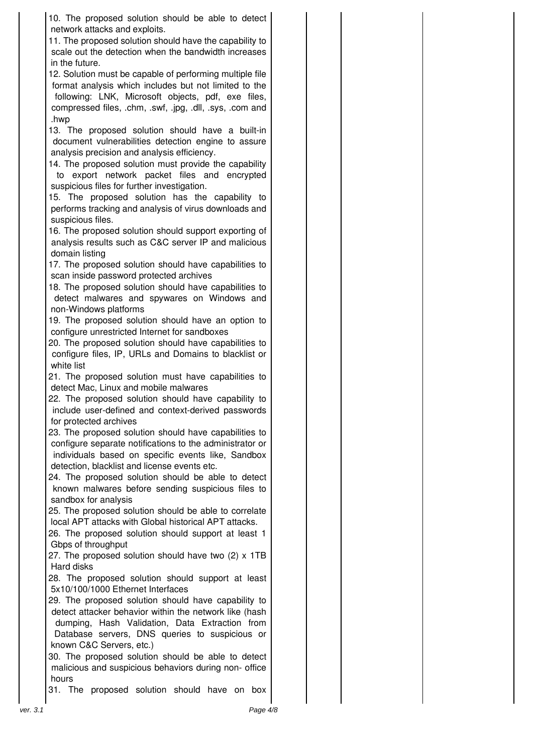| | | | | | |
|---|---|---|---|---|---|
| | 10. The proposed solution should be able to detect network attacks and exploits.<br>11. The proposed solution should have the capability to scale out the detection when the bandwidth increases in the future.<br>12. Solution must be capable of performing multiple file format analysis which includes but not limited to the following: LNK, Microsoft objects, pdf, exe files, compressed files, .chm, .swf, .jpg, .dll, .sys, .com and .hwp<br>13. The proposed solution should have a built-in document vulnerabilities detection engine to assure analysis precision and analysis efficiency.<br>14. The proposed solution must provide the capability to export network packet files and encrypted suspicious files for further investigation.<br>15. The proposed solution has the capability to performs tracking and analysis of virus downloads and suspicious files.<br>16. The proposed solution should support exporting of analysis results such as C&C server IP and malicious domain listing<br>17. The proposed solution should have capabilities to scan inside password protected archives<br>18. The proposed solution should have capabilities to detect malwares and spywares on Windows and non-Windows platforms<br>19. The proposed solution should have an option to configure unrestricted Internet for sandboxes<br>20. The proposed solution should have capabilities to configure files, IP, URLs and Domains to blacklist or white list<br>21. The proposed solution must have capabilities to detect Mac, Linux and mobile malwares<br>22. The proposed solution should have capability to include user-defined and context-derived passwords for protected archives<br>23. The proposed solution should have capabilities to configure separate notifications to the administrator or individuals based on specific events like, Sandbox detection, blacklist and license events etc.<br>24. The proposed solution should be able to detect known malwares before sending suspicious files to sandbox for analysis<br>25. The proposed solution should be able to correlate local APT attacks with Global historical APT attacks.<br>26. The proposed solution should support at least 1 Gbps of throughput<br>27. The proposed solution should have two (2) x 1TB Hard disks<br>28. The proposed solution should support at least 5x10/100/1000 Ethernet Interfaces<br>29. The proposed solution should have capability to detect attacker behavior within the network like (hash dumping, Hash Validation, Data Extraction from Database servers, DNS queries to suspicious or known C&C Servers, etc.)<br>30. The proposed solution should be able to detect malicious and suspicious behaviors during non- office hours<br>31. The proposed solution should have on box | | | | |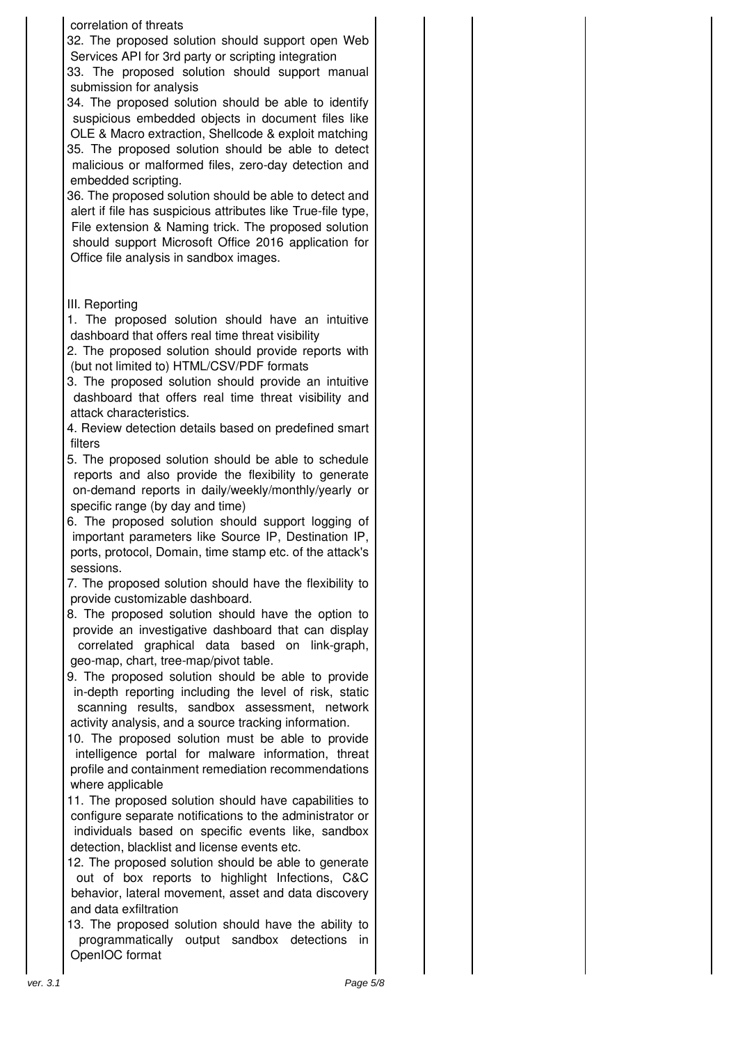correlation of threats

32. The proposed solution should support open Web Services API for 3rd party or scripting integration

33. The proposed solution should support manual submission for analysis

34. The proposed solution should be able to identify suspicious embedded objects in document files like OLE & Macro extraction, Shellcode & exploit matching

35. The proposed solution should be able to detect malicious or malformed files, zero-day detection and embedded scripting.

36. The proposed solution should be able to detect and alert if file has suspicious attributes like True-file type, File extension & Naming trick. The proposed solution should support Microsoft Office 2016 application for Office file analysis in sandbox images.

III. Reporting

1. The proposed solution should have an intuitive dashboard that offers real time threat visibility
2. The proposed solution should provide reports with (but not limited to) HTML/CSV/PDF formats
3. The proposed solution should provide an intuitive dashboard that offers real time threat visibility and attack characteristics.
4. Review detection details based on predefined smart filters
5. The proposed solution should be able to schedule reports and also provide the flexibility to generate on-demand reports in daily/weekly/monthly/yearly or specific range (by day and time)
6. The proposed solution should support logging of important parameters like Source IP, Destination IP, ports, protocol, Domain, time stamp etc. of the attack's sessions.
7. The proposed solution should have the flexibility to provide customizable dashboard.
8. The proposed solution should have the option to provide an investigative dashboard that can display correlated graphical data based on link-graph, geo-map, chart, tree-map/pivot table.
9. The proposed solution should be able to provide in-depth reporting including the level of risk, static scanning results, sandbox assessment, network activity analysis, and a source tracking information.
10. The proposed solution must be able to provide intelligence portal for malware information, threat profile and containment remediation recommendations where applicable
11. The proposed solution should have capabilities to configure separate notifications to the administrator or individuals based on specific events like, sandbox detection, blacklist and license events etc.
12. The proposed solution should be able to generate out of box reports to highlight Infections, C&C behavior, lateral movement, asset and data discovery and data exfiltration
13. The proposed solution should have the ability to programmatically output sandbox detections in OpenIOC format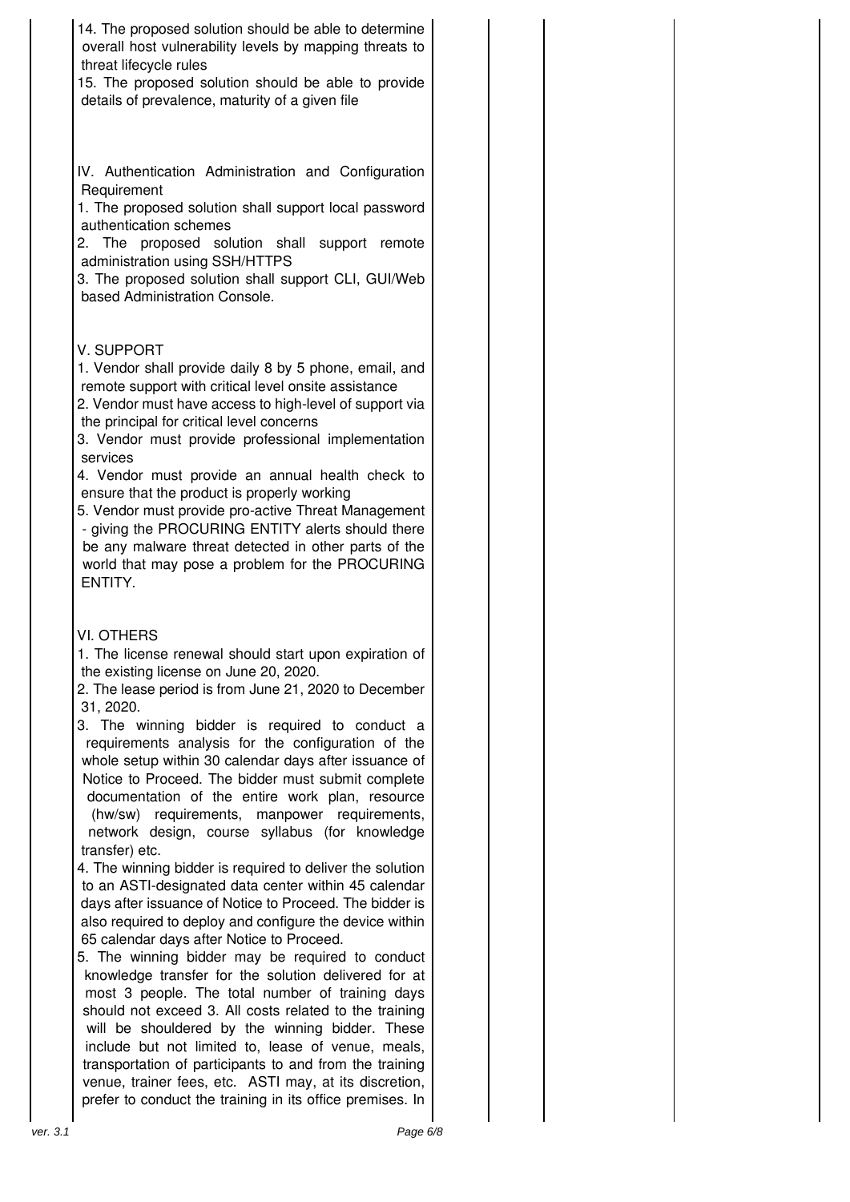| | | | | |
|---|---|---|---|---|
| | 14. The proposed solution should be able to determine overall host vulnerability levels by mapping threats to threat lifecycle rules<br>15. The proposed solution should be able to provide details of prevalence, maturity of a given file<br><br>IV. Authentication Administration and Configuration Requirement<br>1. The proposed solution shall support local password authentication schemes<br>2. The proposed solution shall support remote administration using SSH/HTTPS<br>3. The proposed solution shall support CLI, GUI/Web based Administration Console.<br><br>V. SUPPORT<br>1. Vendor shall provide daily 8 by 5 phone, email, and remote support with critical level onsite assistance<br>2. Vendor must have access to high-level of support via the principal for critical level concerns<br>3. Vendor must provide professional implementation services<br>4. Vendor must provide an annual health check to ensure that the product is properly working<br>5. Vendor must provide pro-active Threat Management - giving the PROCURING ENTITY alerts should there be any malware threat detected in other parts of the world that may pose a problem for the PROCURING ENTITY.<br><br>VI. OTHERS<br>1. The license renewal should start upon expiration of the existing license on June 20, 2020.<br>2. The lease period is from June 21, 2020 to December 31, 2020.<br>3. The winning bidder is required to conduct a requirements analysis for the configuration of the whole setup within 30 calendar days after issuance of Notice to Proceed. The bidder must submit complete documentation of the entire work plan, resource (hw/sw) requirements, manpower requirements, network design, course syllabus (for knowledge transfer) etc.<br>4. The winning bidder is required to deliver the solution to an ASTI-designated data center within 45 calendar days after issuance of Notice to Proceed. The bidder is also required to deploy and configure the device within 65 calendar days after Notice to Proceed.<br>5. The winning bidder may be required to conduct knowledge transfer for the solution delivered for at most 3 people. The total number of training days should not exceed 3. All costs related to the training will be shouldered by the winning bidder. These include but not limited to, lease of venue, meals, transportation of participants to and from the training venue, trainer fees, etc. ASTI may, at its discretion, prefer to conduct the training in its office premises. In | | | |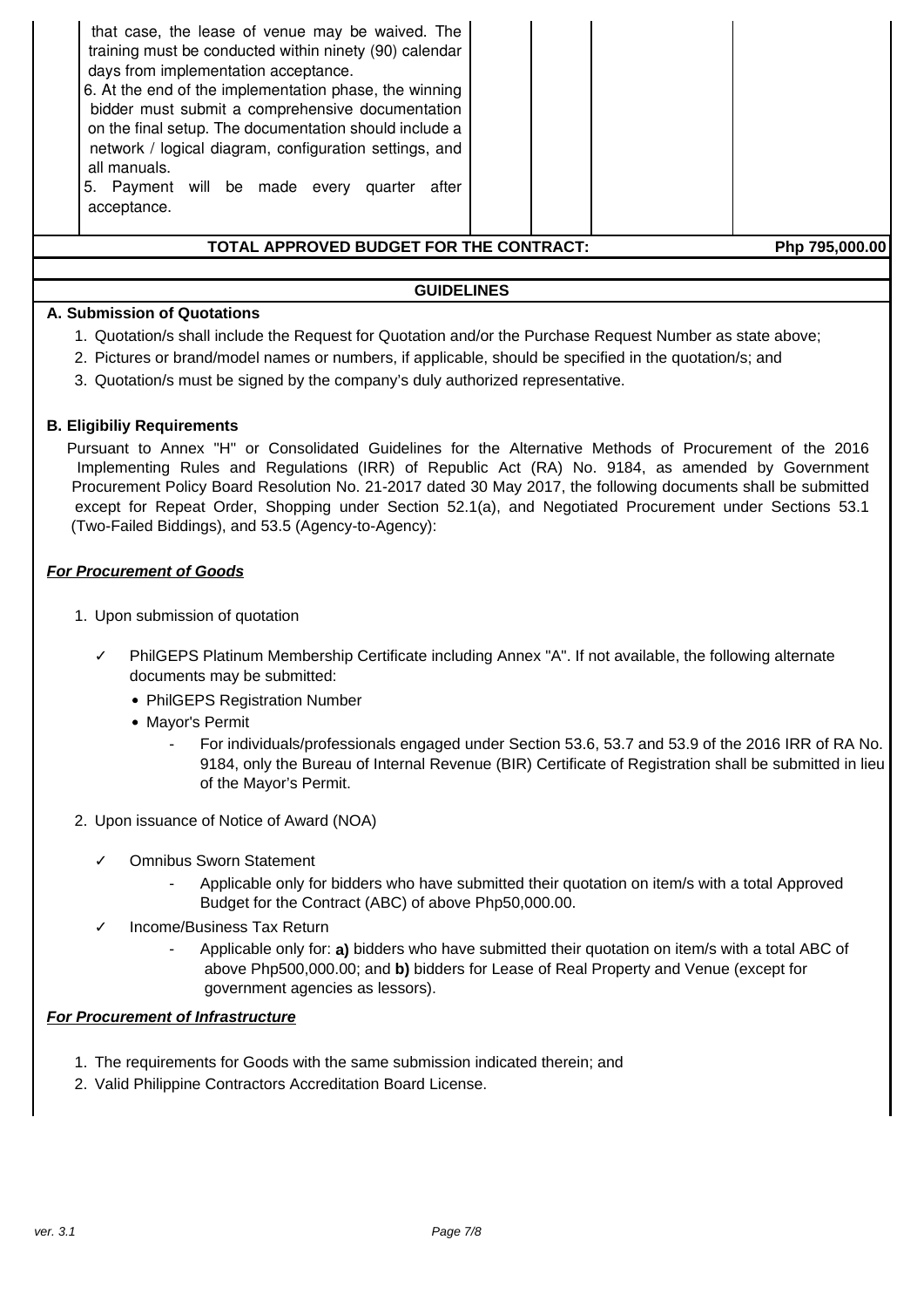| | | | | |
|---|---|---|---|---|
| that case, the lease of venue may be waived. The training must be conducted within ninety (90) calendar days from implementation acceptance.<br>6. At the end of the implementation phase, the winning bidder must submit a comprehensive documentation on the final setup. The documentation should include a network / logical diagram, configuration settings, and all manuals.<br>5. Payment will be made every quarter after acceptance. | | | | |
| **TOTAL APPROVED BUDGET FOR THE CONTRACT:** | | | | **Php 795,000.00** |

## GUIDELINES

**A. Submission of Quotations**

1. Quotation/s shall include the Request for Quotation and/or the Purchase Request Number as state above;
2. Pictures or brand/model names or numbers, if applicable, should be specified in the quotation/s; and
3. Quotation/s must be signed by the company's duly authorized representative.

**B. Eligibiliy Requirements**

Pursuant to Annex "H" or Consolidated Guidelines for the Alternative Methods of Procurement of the 2016 Implementing Rules and Regulations (IRR) of Republic Act (RA) No. 9184, as amended by Government Procurement Policy Board Resolution No. 21-2017 dated 30 May 2017, the following documents shall be submitted except for Repeat Order, Shopping under Section 52.1(a), and Negotiated Procurement under Sections 53.1 (Two-Failed Biddings), and 53.5 (Agency-to-Agency):

***For Procurement of Goods***

1. Upon submission of quotation

   ✓ PhilGEPS Platinum Membership Certificate including Annex "A". If not available, the following alternate documents may be submitted:
   - PhilGEPS Registration Number
   - Mayor's Permit
     - For individuals/professionals engaged under Section 53.6, 53.7 and 53.9 of the 2016 IRR of RA No. 9184, only the Bureau of Internal Revenue (BIR) Certificate of Registration shall be submitted in lieu of the Mayor's Permit.

2. Upon issuance of Notice of Award (NOA)

   ✓ Omnibus Sworn Statement
   - Applicable only for bidders who have submitted their quotation on item/s with a total Approved Budget for the Contract (ABC) of above Php50,000.00.

   ✓ Income/Business Tax Return
   - Applicable only for: **a)** bidders who have submitted their quotation on item/s with a total ABC of above Php500,000.00; and **b)** bidders for Lease of Real Property and Venue (except for government agencies as lessors).

***For Procurement of Infrastructure***

1. The requirements for Goods with the same submission indicated therein; and
2. Valid Philippine Contractors Accreditation Board License.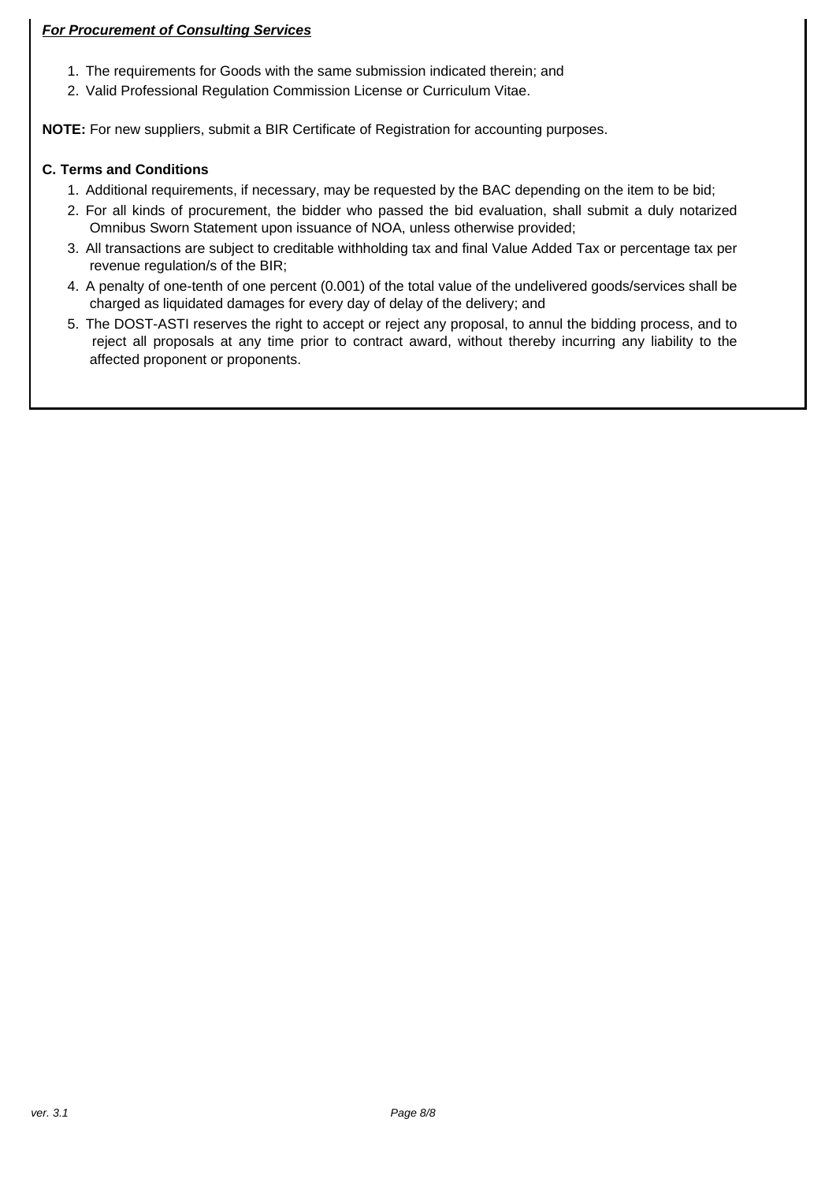***For Procurement of Consulting Services***

1. The requirements for Goods with the same submission indicated therein; and
2. Valid Professional Regulation Commission License or Curriculum Vitae.

**NOTE:** For new suppliers, submit a BIR Certificate of Registration for accounting purposes.

**C. Terms and Conditions**

1. Additional requirements, if necessary, may be requested by the BAC depending on the item to be bid;
2. For all kinds of procurement, the bidder who passed the bid evaluation, shall submit a duly notarized Omnibus Sworn Statement upon issuance of NOA, unless otherwise provided;
3. All transactions are subject to creditable withholding tax and final Value Added Tax or percentage tax per revenue regulation/s of the BIR;
4. A penalty of one-tenth of one percent (0.001) of the total value of the undelivered goods/services shall be charged as liquidated damages for every day of delay of the delivery; and
5. The DOST-ASTI reserves the right to accept or reject any proposal, to annul the bidding process, and to reject all proposals at any time prior to contract award, without thereby incurring any liability to the affected proponent or proponents.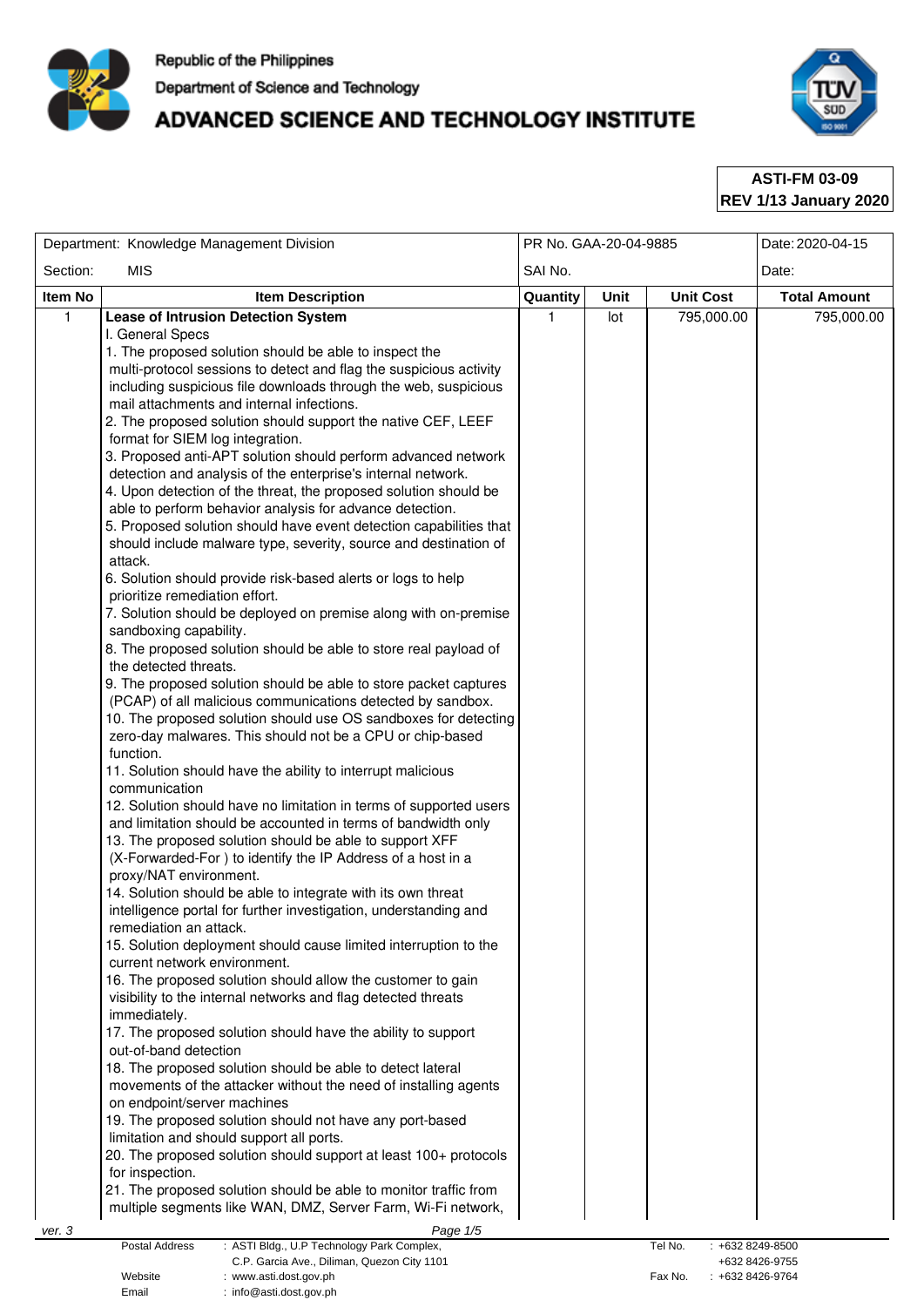Republic of the Philippines
Department of Science and Technology
# ADVANCED SCIENCE AND TECHNOLOGY INSTITUTE

**ASTI-FM 03-09**
**REV 1/13 January 2020**

| Department: Knowledge Management Division | | PR No. GAA-20-04-9885 | | | Date: 2020-04-15 |
|---|---|---|---|---|---|
| Section: MIS | | SAI No. | | | Date: |
| **Item No** | **Item Description** | **Quantity** | **Unit** | **Unit Cost** | **Total Amount** |
| 1 | **Lease of Intrusion Detection System**<br>I. General Specs<br>1. The proposed solution should be able to inspect the multi-protocol sessions to detect and flag the suspicious activity including suspicious file downloads through the web, suspicious mail attachments and internal infections.<br>2. The proposed solution should support the native CEF, LEEF format for SIEM log integration.<br>3. Proposed anti-APT solution should perform advanced network detection and analysis of the enterprise's internal network.<br>4. Upon detection of the threat, the proposed solution should be able to perform behavior analysis for advance detection.<br>5. Proposed solution should have event detection capabilities that should include malware type, severity, source and destination of attack.<br>6. Solution should provide risk-based alerts or logs to help prioritize remediation effort.<br>7. Solution should be deployed on premise along with on-premise sandboxing capability.<br>8. The proposed solution should be able to store real payload of the detected threats.<br>9. The proposed solution should be able to store packet captures (PCAP) of all malicious communications detected by sandbox.<br>10. The proposed solution should use OS sandboxes for detecting zero-day malwares. This should not be a CPU or chip-based function.<br>11. Solution should have the ability to interrupt malicious communication<br>12. Solution should have no limitation in terms of supported users and limitation should be accounted in terms of bandwidth only<br>13. The proposed solution should be able to support XFF (X-Forwarded-For ) to identify the IP Address of a host in a proxy/NAT environment.<br>14. Solution should be able to integrate with its own threat intelligence portal for further investigation, understanding and remediation an attack.<br>15. Solution deployment should cause limited interruption to the current network environment.<br>16. The proposed solution should allow the customer to gain visibility to the internal networks and flag detected threats immediately.<br>17. The proposed solution should have the ability to support out-of-band detection<br>18. The proposed solution should be able to detect lateral movements of the attacker without the need of installing agents on endpoint/server machines<br>19. The proposed solution should not have any port-based limitation and should support all ports.<br>20. The proposed solution should support at least 100+ protocols for inspection.<br>21. The proposed solution should be able to monitor traffic from multiple segments like WAN, DMZ, Server Farm, Wi-Fi network, | 1 | lot | 795,000.00 | 795,000.00 |

ver. 3

| | | | |
|---|---|---|---|
| Postal Address | : ASTI Bldg., U.P Technology Park Complex, C.P. Garcia Ave., Diliman, Quezon City 1101 | Tel No. | : +632 8249-8500<br>+632 8426-9755 |
| Website | : www.asti.dost.gov.ph | Fax No. | : +632 8426-9764 |
| Email | : info@asti.dost.gov.ph | | |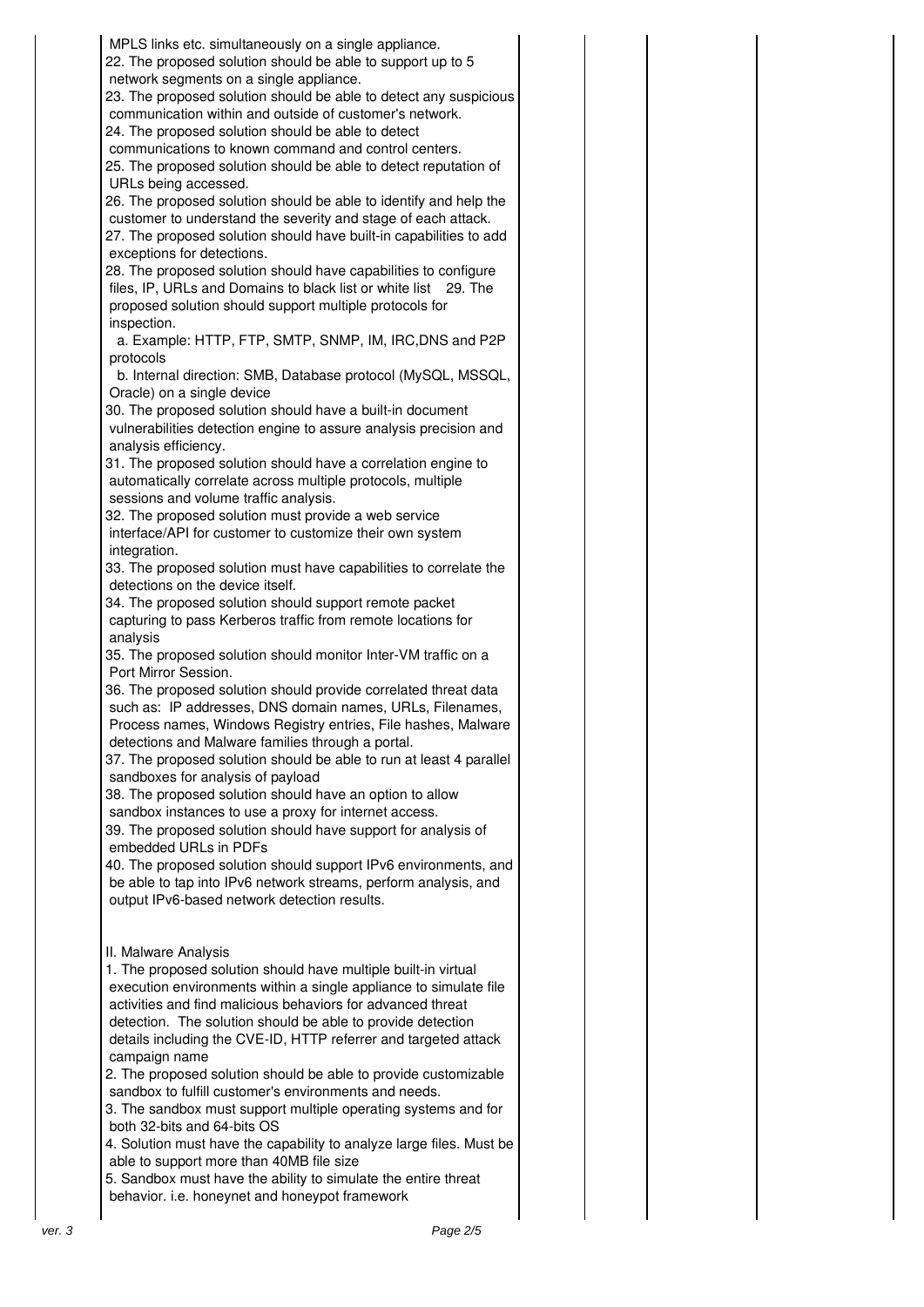MPLS links etc. simultaneously on a single appliance.

22. The proposed solution should be able to support up to 5 network segments on a single appliance.

23. The proposed solution should be able to detect any suspicious communication within and outside of customer's network.

24. The proposed solution should be able to detect communications to known command and control centers.

25. The proposed solution should be able to detect reputation of URLs being accessed.

26. The proposed solution should be able to identify and help the customer to understand the severity and stage of each attack.

27. The proposed solution should have built-in capabilities to add exceptions for detections.

28. The proposed solution should have capabilities to configure files, IP, URLs and Domains to black list or white list

29. The proposed solution should support multiple protocols for inspection.

  a. Example: HTTP, FTP, SMTP, SNMP, IM, IRC,DNS and P2P protocols

  b. Internal direction: SMB, Database protocol (MySQL, MSSQL, Oracle) on a single device

30. The proposed solution should have a built-in document vulnerabilities detection engine to assure analysis precision and analysis efficiency.

31. The proposed solution should have a correlation engine to automatically correlate across multiple protocols, multiple sessions and volume traffic analysis.

32. The proposed solution must provide a web service interface/API for customer to customize their own system integration.

33. The proposed solution must have capabilities to correlate the detections on the device itself.

34. The proposed solution should support remote packet capturing to pass Kerberos traffic from remote locations for analysis

35. The proposed solution should monitor Inter-VM traffic on a Port Mirror Session.

36. The proposed solution should provide correlated threat data such as: IP addresses, DNS domain names, URLs, Filenames, Process names, Windows Registry entries, File hashes, Malware detections and Malware families through a portal.

37. The proposed solution should be able to run at least 4 parallel sandboxes for analysis of payload

38. The proposed solution should have an option to allow sandbox instances to use a proxy for internet access.

39. The proposed solution should have support for analysis of embedded URLs in PDFs

40. The proposed solution should support IPv6 environments, and be able to tap into IPv6 network streams, perform analysis, and output IPv6-based network detection results.

II. Malware Analysis

1. The proposed solution should have multiple built-in virtual execution environments within a single appliance to simulate file activities and find malicious behaviors for advanced threat detection. The solution should be able to provide detection details including the CVE-ID, HTTP referrer and targeted attack campaign name

2. The proposed solution should be able to provide customizable sandbox to fulfill customer's environments and needs.

3. The sandbox must support multiple operating systems and for both 32-bits and 64-bits OS

4. Solution must have the capability to analyze large files. Must be able to support more than 40MB file size

5. Sandbox must have the ability to simulate the entire threat behavior. i.e. honeynet and honeypot framework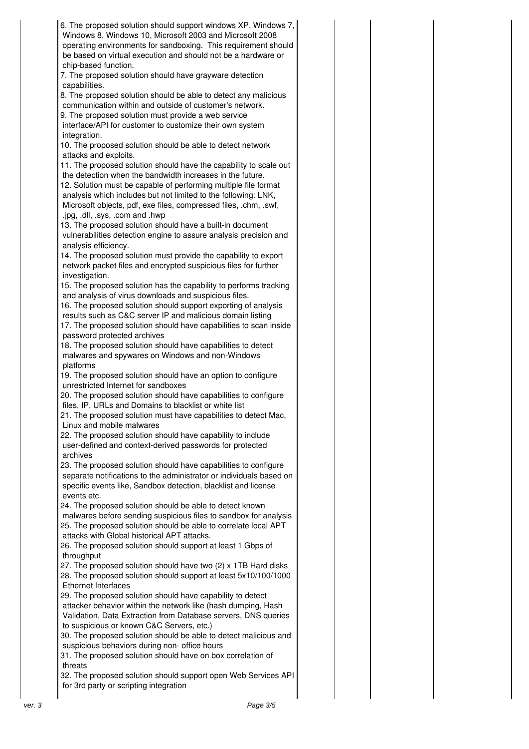| | | | | |
|---|---|---|---|---|
| | 6. The proposed solution should support windows XP, Windows 7, Windows 8, Windows 10, Microsoft 2003 and Microsoft 2008 operating environments for sandboxing. This requirement should be based on virtual execution and should not be a hardware or chip-based function.<br>7. The proposed solution should have grayware detection capabilities.<br>8. The proposed solution should be able to detect any malicious communication within and outside of customer's network.<br>9. The proposed solution must provide a web service interface/API for customer to customize their own system integration.<br>10. The proposed solution should be able to detect network attacks and exploits.<br>11. The proposed solution should have the capability to scale out the detection when the bandwidth increases in the future.<br>12. Solution must be capable of performing multiple file format analysis which includes but not limited to the following: LNK, Microsoft objects, pdf, exe files, compressed files, .chm, .swf, .jpg, .dll, .sys, .com and .hwp<br>13. The proposed solution should have a built-in document vulnerabilities detection engine to assure analysis precision and analysis efficiency.<br>14. The proposed solution must provide the capability to export network packet files and encrypted suspicious files for further investigation.<br>15. The proposed solution has the capability to performs tracking and analysis of virus downloads and suspicious files.<br>16. The proposed solution should support exporting of analysis results such as C&C server IP and malicious domain listing<br>17. The proposed solution should have capabilities to scan inside password protected archives<br>18. The proposed solution should have capabilities to detect malwares and spywares on Windows and non-Windows platforms<br>19. The proposed solution should have an option to configure unrestricted Internet for sandboxes<br>20. The proposed solution should have capabilities to configure files, IP, URLs and Domains to blacklist or white list<br>21. The proposed solution must have capabilities to detect Mac, Linux and mobile malwares<br>22. The proposed solution should have capability to include user-defined and context-derived passwords for protected archives<br>23. The proposed solution should have capabilities to configure separate notifications to the administrator or individuals based on specific events like, Sandbox detection, blacklist and license events etc.<br>24. The proposed solution should be able to detect known malwares before sending suspicious files to sandbox for analysis<br>25. The proposed solution should be able to correlate local APT attacks with Global historical APT attacks.<br>26. The proposed solution should support at least 1 Gbps of throughput<br>27. The proposed solution should have two (2) x 1TB Hard disks<br>28. The proposed solution should support at least 5x10/100/1000 Ethernet Interfaces<br>29. The proposed solution should have capability to detect attacker behavior within the network like (hash dumping, Hash Validation, Data Extraction from Database servers, DNS queries to suspicious or known C&C Servers, etc.)<br>30. The proposed solution should be able to detect malicious and suspicious behaviors during non- office hours<br>31. The proposed solution should have on box correlation of threats<br>32. The proposed solution should support open Web Services API for 3rd party or scripting integration | | | |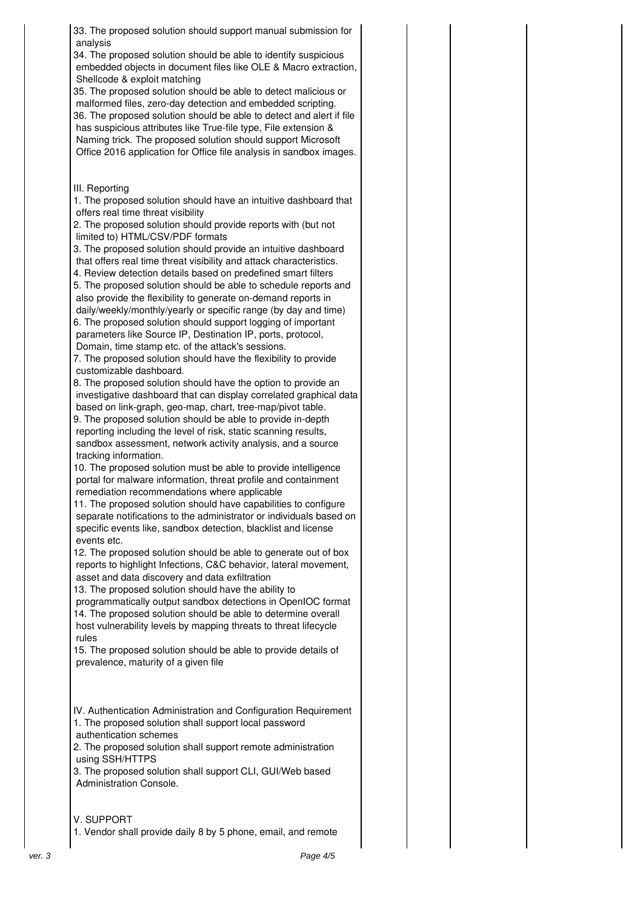33. The proposed solution should support manual submission for analysis
34. The proposed solution should be able to identify suspicious embedded objects in document files like OLE & Macro extraction, Shellcode & exploit matching
35. The proposed solution should be able to detect malicious or malformed files, zero-day detection and embedded scripting.
36. The proposed solution should be able to detect and alert if file has suspicious attributes like True-file type, File extension & Naming trick. The proposed solution should support Microsoft Office 2016 application for Office file analysis in sandbox images.

III. Reporting

1. The proposed solution should have an intuitive dashboard that offers real time threat visibility
2. The proposed solution should provide reports with (but not limited to) HTML/CSV/PDF formats
3. The proposed solution should provide an intuitive dashboard that offers real time threat visibility and attack characteristics.
4. Review detection details based on predefined smart filters
5. The proposed solution should be able to schedule reports and also provide the flexibility to generate on-demand reports in daily/weekly/monthly/yearly or specific range (by day and time)
6. The proposed solution should support logging of important parameters like Source IP, Destination IP, ports, protocol, Domain, time stamp etc. of the attack's sessions.
7. The proposed solution should have the flexibility to provide customizable dashboard.
8. The proposed solution should have the option to provide an investigative dashboard that can display correlated graphical data based on link-graph, geo-map, chart, tree-map/pivot table.
9. The proposed solution should be able to provide in-depth reporting including the level of risk, static scanning results, sandbox assessment, network activity analysis, and a source tracking information.
10. The proposed solution must be able to provide intelligence portal for malware information, threat profile and containment remediation recommendations where applicable
11. The proposed solution should have capabilities to configure separate notifications to the administrator or individuals based on specific events like, sandbox detection, blacklist and license events etc.
12. The proposed solution should be able to generate out of box reports to highlight Infections, C&C behavior, lateral movement, asset and data discovery and data exfiltration
13. The proposed solution should have the ability to programmatically output sandbox detections in OpenIOC format
14. The proposed solution should be able to determine overall host vulnerability levels by mapping threats to threat lifecycle rules
15. The proposed solution should be able to provide details of prevalence, maturity of a given file

IV. Authentication Administration and Configuration Requirement

1. The proposed solution shall support local password authentication schemes
2. The proposed solution shall support remote administration using SSH/HTTPS
3. The proposed solution shall support CLI, GUI/Web based Administration Console.

V. SUPPORT

1. Vendor shall provide daily 8 by 5 phone, email, and remote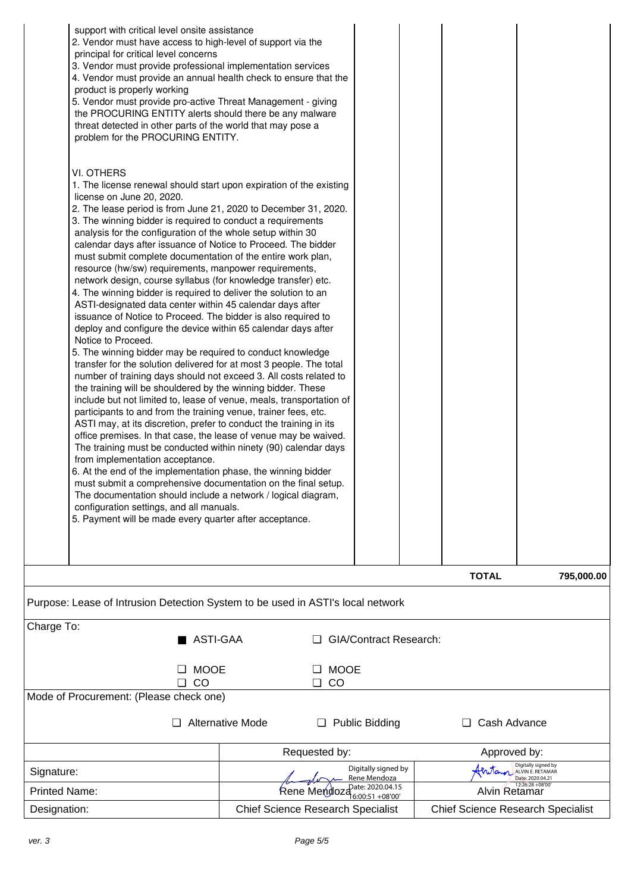support with critical level onsite assistance
2. Vendor must have access to high-level of support via the principal for critical level concerns
3. Vendor must provide professional implementation services
4. Vendor must provide an annual health check to ensure that the product is properly working
5. Vendor must provide pro-active Threat Management - giving the PROCURING ENTITY alerts should there be any malware threat detected in other parts of the world that may pose a problem for the PROCURING ENTITY.

VI. OTHERS
1. The license renewal should start upon expiration of the existing license on June 20, 2020.
2. The lease period is from June 21, 2020 to December 31, 2020.
3. The winning bidder is required to conduct a requirements analysis for the configuration of the whole setup within 30 calendar days after issuance of Notice to Proceed. The bidder must submit complete documentation of the entire work plan, resource (hw/sw) requirements, manpower requirements, network design, course syllabus (for knowledge transfer) etc.
4. The winning bidder is required to deliver the solution to an ASTI-designated data center within 45 calendar days after issuance of Notice to Proceed. The bidder is also required to deploy and configure the device within 65 calendar days after Notice to Proceed.
5. The winning bidder may be required to conduct knowledge transfer for the solution delivered for at most 3 people. The total number of training days should not exceed 3. All costs related to the training will be shouldered by the winning bidder. These include but not limited to, lease of venue, meals, transportation of participants to and from the training venue, trainer fees, etc. ASTI may, at its discretion, prefer to conduct the training in its office premises. In that case, the lease of venue may be waived. The training must be conducted within ninety (90) calendar days from implementation acceptance.
6. At the end of the implementation phase, the winning bidder must submit a comprehensive documentation on the final setup. The documentation should include a network / logical diagram, configuration settings, and all manuals.
5. Payment will be made every quarter after acceptance.

**TOTAL** **795,000.00**

Purpose: Lease of Intrusion Detection System to be used in ASTI's local network

Charge To:

■ ASTI-GAA ☐ GIA/Contract Research:

☐ MOOE ☐ MOOE
☐ CO ☐ CO

Mode of Procurement: (Please check one)

☐ Alternative Mode ☐ Public Bidding ☐ Cash Advance

| | Requested by: | Approved by: |
|---|---|---|
| Signature: | Digitally signed by Rene Mendoza Date: 2020.04.15 16:00:51 +08'00' | Digitally signed by ALVIN E. RETAMAR Date: 2020.04.21 12:26:28 +08'00' |
| Printed Name: | Rene Mendoza | Alvin Retamar |
| Designation: | Chief Science Research Specialist | Chief Science Research Specialist |

ver. 3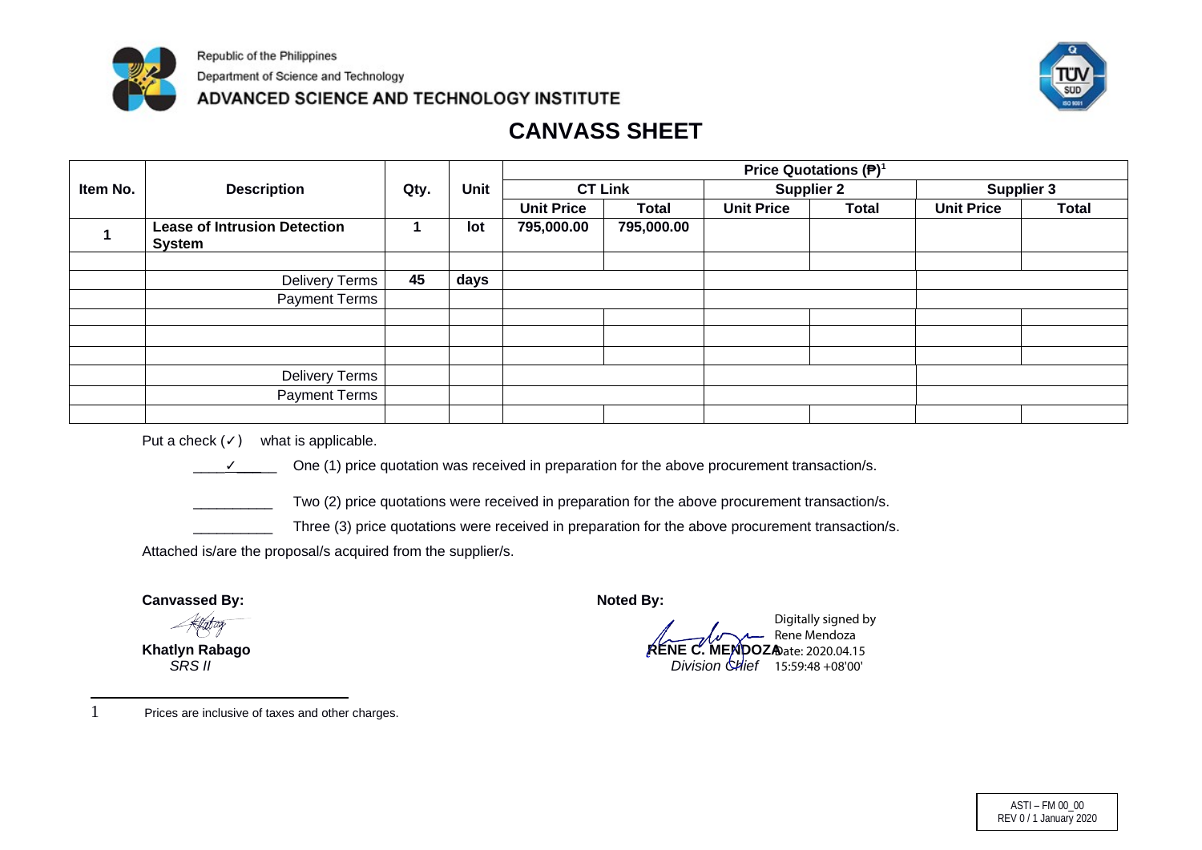Republic of the Philippines

Department of Science and Technology

ADVANCED SCIENCE AND TECHNOLOGY INSTITUTE

# CANVASS SHEET

| Item No. | Description | Qty. | Unit | Price Quotations (₱)[1] | | | | | |
|---|---|---|---|---|---|---|---|---|---|
| | | | | CT Link | | Supplier 2 | | Supplier 3 | |
| | | | | Unit Price | Total | Unit Price | Total | Unit Price | Total |
| **1** | **Lease of Intrusion Detection System** | **1** | **lot** | **795,000.00** | **795,000.00** | | | | |
| | | | | | | | | | |
| | Delivery Terms | **45** | **days** | | | | | | |
| | Payment Terms | | | | | | | | |
| | | | | | | | | | |
| | | | | | | | | | |
| | | | | | | | | | |
| | Delivery Terms | | | | | | | | |
| | Payment Terms | | | | | | | | |
| | | | | | | | | | |

Put a check (✓) what is applicable.

\_\_\_\_✓\_\_\_\_ One (1) price quotation was received in preparation for the above procurement transaction/s.

\_\_\_\_\_\_\_\_\_\_ Two (2) price quotations were received in preparation for the above procurement transaction/s.

\_\_\_\_\_\_\_\_\_\_ Three (3) price quotations were received in preparation for the above procurement transaction/s.

Attached is/are the proposal/s acquired from the supplier/s.

**Canvassed By:**

**Khatlyn Rabago**
*SRS II*

**Noted By:**

**RENE C. MENDOZA**
*Division Chief*

Digitally signed by Rene Mendoza
Date: 2020.04.15 15:59:48 +08'00'

1 Prices are inclusive of taxes and other charges.

ASTI – FM 00_00
REV 0 / 1 January 2020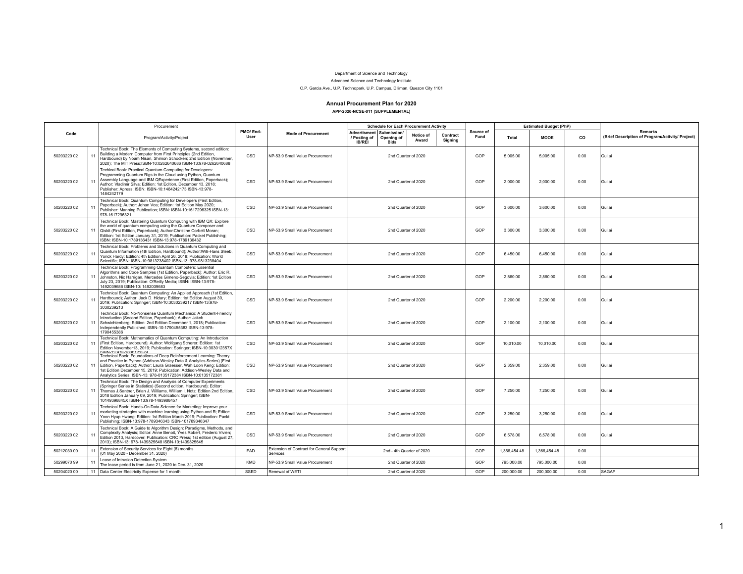Department of Science and Technology

Advanced Science and Technology Institute

C.P. Garcia Ave., U.P. Technopark, U.P. Campus, Diliman, Quezon City 1101

## Annual Procurement Plan for 2020

**APP-2020-NCSE-011 (SUPPLEMENTAL)**

| Code | | Procurement Program/Activity/Project | PMO/ End-User | Mode of Procurement | Schedule for Each Procurement Activity | | | | Source of Fund | Estimated Budget (PhP) | | | Remarks (Brief Description of Program/Activity/ Project) |
|---|---|---|---|---|---|---|---|---|---|---|---|---|---|
| | | | | | Advertisment / Posting of IB/REI | Submission/ Opening of Bids | Notice of Award | Contract Signing | | Total | MOOE | CO | |
| 50203220 02 | 11 | Technical Book: The Elements of Computing Systems, second edition: Building a Modern Computer from First Principles (2nd Edition, Hardbound) by Noam Nisan, Shimon Schocken; 2nd Edition (Novemner, 2020); The MIT Press;ISBN-10:0262640686 ISBN-13:978-0262640688 | CSD | NP-53.9 Small Value Procurement | 2nd Quarter of 2020 | | | | GOP | 5,005.00 | 5,005.00 | 0.00 | Gul.ai |
| 50203220 02 | 11 | Techical Book: Practical Quantum Computing for Developers: Programming Quantum Rigs in the Cloud using Python, Quantum Assembly Language and IBM QExperience (First Edition, Paperback); Author: Vladimir Silva; Edition: 1st Edition, December 13, 2018; Publisher: Apress; ISBN: ISBN-10:1484242173 ISBN-13:978-1484242179 | CSD | NP-53.9 Small Value Procurement | 2nd Quarter of 2020 | | | | GOP | 2,000.00 | 2,000.00 | 0.00 | Gul.ai |
| 50203220 02 | 11 | Technical Book: Quantum Computing for Developers (First Edition, Paperback); Author: Johan Vos; Edition: 1st Edition May 2020; Publisher: Manning Publication; ISBN: ISBN-10:1617296325 ISBN-13: 978-1617296321 | CSD | NP-53.9 Small Value Procurement | 2nd Quarter of 2020 | | | | GOP | 3,600.00 | 3,600.00 | 0.00 | Gul.ai |
| 50203220 02 | 11 | Technical Book: Mastering Quantum Computing with IBM QX: Explore the world of quantum computing using the Quantum Composer and Qiskit (First Edition, Paperback); Author:Christine Corbelt Moran; Edition: 1st Edition January 31, 2019; Publication: Packet Publishing; ISBN: ISBN-10:1789136431 ISBN-13:978-1789136432 | CSD | NP-53.9 Small Value Procurement | 2nd Quarter of 2020 | | | | GOP | 3,300.00 | 3,300.00 | 0.00 | Gul.ai |
| 50203220 02 | 11 | Technical Book: Problems and Solutions in Quantum Computing and Quantum Information (4th Edition, Hardbound); Author:Willi-Hans Steeb, Yorick Hardy; Edition: 4th Edition April 26, 2018; Publication: World Scientific; ISBN: ISBN-10:9813238402 ISBN-13: 978-9813238404 | CSD | NP-53.9 Small Value Procurement | 2nd Quarter of 2020 | | | | GOP | 6,450.00 | 6,450.00 | 0.00 | Gul.ai |
| 50203220 02 | 11 | Technical Book: Programming Quantum Computers: Essential Algorithms and Code Samples (1st Edition, Paperback); Author: Eric R. Johnston, Nic Harrigan, Mercedes Gimeno-Segovia; Edition: 1st Edition July 23, 2019; Publication: O'Reilly Media; ISBN: ISBN-13:978-1492039686 ISBN-10: 1492039683 | CSD | NP-53.9 Small Value Procurement | 2nd Quarter of 2020 | | | | GOP | 2,860.00 | 2,860.00 | 0.00 | Gul.ai |
| 50203220 02 | 11 | Technical Book: Quantum Computing: An Applied Approach (1st Edition, Hardbound); Author: Jack D. Hidary; Edition: 1st Edition August 30, 2019; Publication: Springer; ISBN-10:3030239217 ISBN-13:978-3030239213 | CSD | NP-53.9 Small Value Procurement | 2nd Quarter of 2020 | | | | GOP | 2,200.00 | 2,200.00 | 0.00 | Gul.ai |
| 50203220 02 | 11 | Technical Book: No-Nonsense Quantum Mechanics: A Student-Friendly Introduction (Second Edition, Paperback); Author: Jakob Schwichtenberg; Edition: 2nd Edition December 1, 2018; Publication: Independently Published; ISBN-10:1790455383 ISBN-13:978-1790455386 | CSD | NP-53.9 Small Value Procurement | 2nd Quarter of 2020 | | | | GOP | 2,100.00 | 2,100.00 | 0.00 | Gul.ai |
| 50203220 02 | 11 | Technical Book: Mathematics of Quantum Computing: An Introduction (First Edition, Hardbound); Author: Wolfgang Scherer; Edition: 1st Edition November13, 2019; Publication: Springer; ISBN-10:303012357X ISBN-13:978-3030123574 | CSD | NP-53.9 Small Value Procurement | 2nd Quarter of 2020 | | | | GOP | 10,010.00 | 10,010.00 | 0.00 | Gul.ai |
| 50203220 02 | 11 | Technical Book: Foundations of Deep Reinforcement Learning: Theory and Practice in Python (Addison-Wesley Data & Analytics Series) (First Edition, Paperback); Author: Laura Graesser, Wah Loon Keng; Edition: 1st Edition December 15, 2019; Publication: Addison-Wesley Data and Analytics Series; ISBN-13: 978-0135172384 ISBN-10:0135172381 | CSD | NP-53.9 Small Value Procurement | 2nd Quarter of 2020 | | | | GOP | 2,359.00 | 2,359.00 | 0.00 | Gul.ai |
| 50203220 02 | 11 | Technical Book: The Design and Analysis of Computer Experiments (Springer Series in Statistics) (Second edition, Hardbound); Editor: Thomas J.Santner, Brian J. Williams, William I. Notz; Edition 2nd Edition, 2018 Edition January 09, 2019; Publication: Springer; ISBN-10149398845X ISBN-13:978-1493988457 | CSD | NP-53.9 Small Value Procurement | 2nd Quarter of 2020 | | | | GOP | 7,250.00 | 7,250.00 | 0.00 | Gul.ai |
| 50203220 02 | 11 | Technical Book: Hands-On Data Science for Marketing: Improve your marketing strategies with machine learning using Python and R; Editor: Yoon Hyup Hwang; Edition: 1st Edition March 2019; Publication: Packt Publishing; ISBN-13:978-1789346343 ISBN-101789346347 | CSD | NP-53.9 Small Value Procurement | 2nd Quarter of 2020 | | | | GOP | 3,250.00 | 3,250.00 | 0.00 | Gul.ai |
| 50203220 02 | 11 | Technical Book: A Guide to Algorithm Design: Paradigms, Methods, and Complexity Analysis; Editor: Anne Benoit, Yves Robert, Frederic Vivien; Edition 2013, Hardcover; Publication: CRC Press; 1st edition (August 27, 2013); ISBN-13: 978-1439825648 ISBN-10:1439825645 | CSD | NP-53.9 Small Value Procurement | 2nd Quarter of 2020 | | | | GOP | 6,578.00 | 6,578.00 | 0.00 | Gul.ai |
| 50212030 00 | 11 | Extension of Security Services for Eight (8) months (01 May 2020 - December 31, 2020) | FAD | Extension of Contract for General Support Services | 2nd - 4th Quarter of 2020 | | | | GOP | 1,366,454.48 | 1,366,454.48 | 0.00 | |
| 50299070 99 | 11 | Lease of Intrusion Detection System The lease period is from June 21, 2020 to Dec. 31, 2020 | KMD | NP-53.9 Small Value Procurement | 2nd Quarter of 2020 | | | | GOP | 795,000.00 | 795,000.00 | 0.00 | |
| 50204020 00 | 11 | Data Center Electricity Expense for 1 month | SSED | Renewal of WETI | 2nd Quarter of 2020 | | | | GOP | 200,000.00 | 200,000.00 | 0.00 | SAGAP |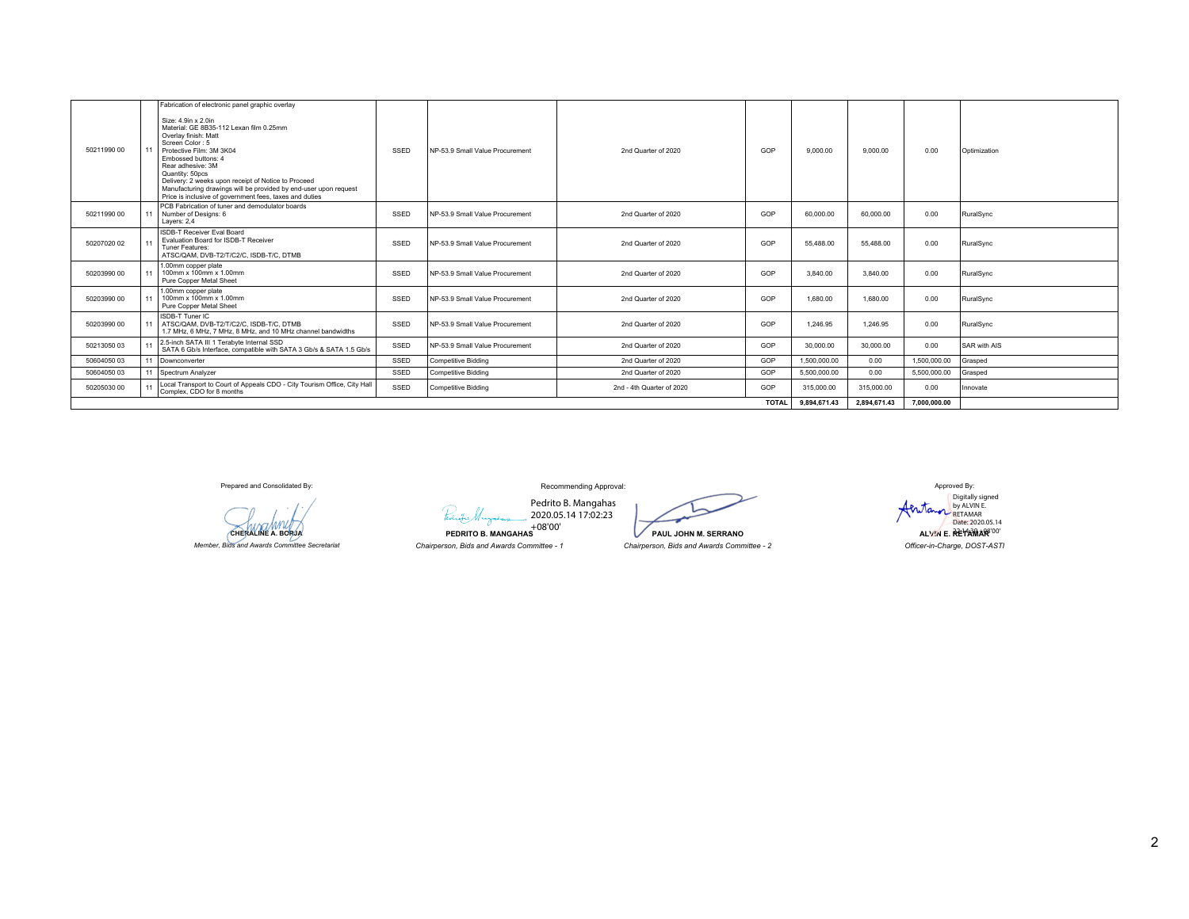| | | | | | | | | | | |
|---|---|---|---|---|---|---|---|---|---|---|
| 50211990 00 | 11 | Fabrication of electronic panel graphic overlay<br><br>Size: 4.9in x 2.0in<br>Material: GE 8B35-112 Lexan film 0.25mm<br>Overlay finish: Matt<br>Screen Color : 5<br>Protective Film: 3M 3K04<br>Embossed buttons: 4<br>Rear adhesive: 3M<br>Quantity: 50pcs<br>Delivery: 2 weeks upon receipt of Notice to Proceed<br>Manufacturing drawings will be provided by end-user upon request<br>Price is inclusive of government fees, taxes and duties | SSED | NP-53.9 Small Value Procurement | 2nd Quarter of 2020 | GOP | 9,000.00 | 9,000.00 | 0.00 | Optimization |
| 50211990 00 | 11 | PCB Fabrication of tuner and demodulator boards<br>Number of Designs: 6<br>Layers: 2,4 | SSED | NP-53.9 Small Value Procurement | 2nd Quarter of 2020 | GOP | 60,000.00 | 60,000.00 | 0.00 | RuralSync |
| 50207020 02 | 11 | ISDB-T Receiver Eval Board<br>Evaluation Board for ISDB-T Receiver<br>Tuner Features:<br>ATSC/QAM, DVB-T2/T/C2/C, ISDB-T/C, DTMB | SSED | NP-53.9 Small Value Procurement | 2nd Quarter of 2020 | GOP | 55,488.00 | 55,488.00 | 0.00 | RuralSync |
| 50203990 00 | 11 | 1.00mm copper plate<br>100mm x 100mm x 1.00mm<br>Pure Copper Metal Sheet | SSED | NP-53.9 Small Value Procurement | 2nd Quarter of 2020 | GOP | 3,840.00 | 3,840.00 | 0.00 | RuralSync |
| 50203990 00 | 11 | 1.00mm copper plate<br>100mm x 100mm x 1.00mm<br>Pure Copper Metal Sheet | SSED | NP-53.9 Small Value Procurement | 2nd Quarter of 2020 | GOP | 1,680.00 | 1,680.00 | 0.00 | RuralSync |
| 50203990 00 | 11 | ISDB-T Tuner IC<br>ATSC/QAM, DVB-T2/T/C2/C, ISDB-T/C, DTMB<br>1.7 MHz, 6 MHz, 7 MHz, 8 MHz, and 10 MHz channel bandwidths | SSED | NP-53.9 Small Value Procurement | 2nd Quarter of 2020 | GOP | 1,246.95 | 1,246.95 | 0.00 | RuralSync |
| 50213050 03 | 11 | 2.5-inch SATA III 1 Terabyte Internal SSD<br>SATA 6 Gb/s Interface, compatible with SATA 3 Gb/s & SATA 1.5 Gb/s | SSED | NP-53.9 Small Value Procurement | 2nd Quarter of 2020 | GOP | 30,000.00 | 30,000.00 | 0.00 | SAR with AIS |
| 50604050 03 | 11 | Downconverter | SSED | Competitive Bidding | 2nd Quarter of 2020 | GOP | 1,500,000.00 | 0.00 | 1,500,000.00 | Grasped |
| 50604050 03 | 11 | Spectrum Analyzer | SSED | Competitive Bidding | 2nd Quarter of 2020 | GOP | 5,500,000.00 | 0.00 | 5,500,000.00 | Grasped |
| 50205030 00 | 11 | Local Transport to Court of Appeals CDO - City Tourism Office, City Hall Complex, CDO for 8 months | SSED | Competitive Bidding | 2nd - 4th Quarter of 2020 | GOP | 315,000.00 | 315,000.00 | 0.00 | Innovate |
| | | | | | | **TOTAL** | **9,894,671.43** | **2,894,671.43** | **7,000,000.00** | |

Prepared and Consolidated By:

**CHERALINE A. BORJA**
*Member, Bids and Awards Committee Secretariat*

Recommending Approval:

Pedrito B. Mangahas
2020.05.14 17:02:23 +08'00'

**PEDRITO B. MANGAHAS**
*Chairperson, Bids and Awards Committee - 1*

**PAUL JOHN M. SERRANO**
*Chairperson, Bids and Awards Committee - 2*

Approved By:

Digitally signed by ALVIN E. RETAMAR
Date: 2020.05.14 +08'00'

**ALVIN E. RETAMAR**
*Officer-in-Charge, DOST-ASTI*